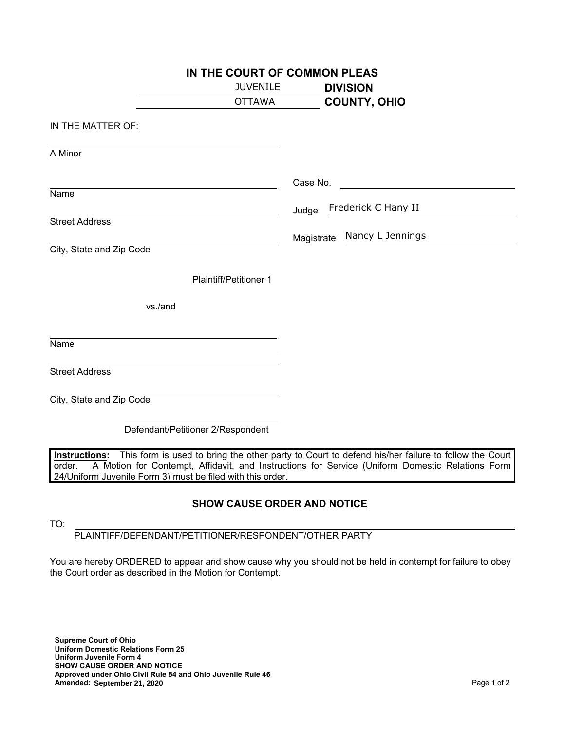# IN THE COURT OF COMMON PLEAS

JUVENILE **DIVISION**

OTTAWA **COUNTY, OHIO**

IN THE MATTER OF:

\_\_\_\_\_\_\_\_\_\_\_\_\_\_\_\_\_\_\_\_\_\_\_\_\_\_\_\_\_\_
A Minor

\_\_\_\_\_\_\_\_\_\_\_\_\_\_\_\_\_\_\_\_\_\_\_\_\_\_\_\_\_\_
Name

\_\_\_\_\_\_\_\_\_\_\_\_\_\_\_\_\_\_\_\_\_\_\_\_\_\_\_\_\_\_
Street Address

\_\_\_\_\_\_\_\_\_\_\_\_\_\_\_\_\_\_\_\_\_\_\_\_\_\_\_\_\_\_
City, State and Zip Code

Plaintiff/Petitioner 1

vs./and

\_\_\_\_\_\_\_\_\_\_\_\_\_\_\_\_\_\_\_\_\_\_\_\_\_\_\_\_\_\_
Name

\_\_\_\_\_\_\_\_\_\_\_\_\_\_\_\_\_\_\_\_\_\_\_\_\_\_\_\_\_\_
Street Address

\_\_\_\_\_\_\_\_\_\_\_\_\_\_\_\_\_\_\_\_\_\_\_\_\_\_\_\_\_\_
City, State and Zip Code

Defendant/Petitioner 2/Respondent

Case No. \_\_\_\_\_\_\_\_\_\_\_\_\_\_\_\_\_\_\_\_

Judge Frederick C Hany II

Magistrate Nancy L Jennings

**Instructions:** This form is used to bring the other party to Court to defend his/her failure to follow the Court order. A Motion for Contempt, Affidavit, and Instructions for Service (Uniform Domestic Relations Form 24/Uniform Juvenile Form 3) must be filed with this order.

## SHOW CAUSE ORDER AND NOTICE

TO: \_\_\_\_\_\_\_\_\_\_\_\_\_\_\_\_\_\_\_\_\_\_\_\_\_\_\_\_\_\_\_\_\_\_\_\_\_\_\_\_\_\_\_\_\_\_\_\_
PLAINTIFF/DEFENDANT/PETITIONER/RESPONDENT/OTHER PARTY

You are hereby ORDERED to appear and show cause why you should not be held in contempt for failure to obey the Court order as described in the Motion for Contempt.

**Supreme Court of Ohio**
**Uniform Domestic Relations Form 25**
**Uniform Juvenile Form 4**
**SHOW CAUSE ORDER AND NOTICE**
**Approved under Ohio Civil Rule 84 and Ohio Juvenile Rule 46**
**Amended: September 21, 2020**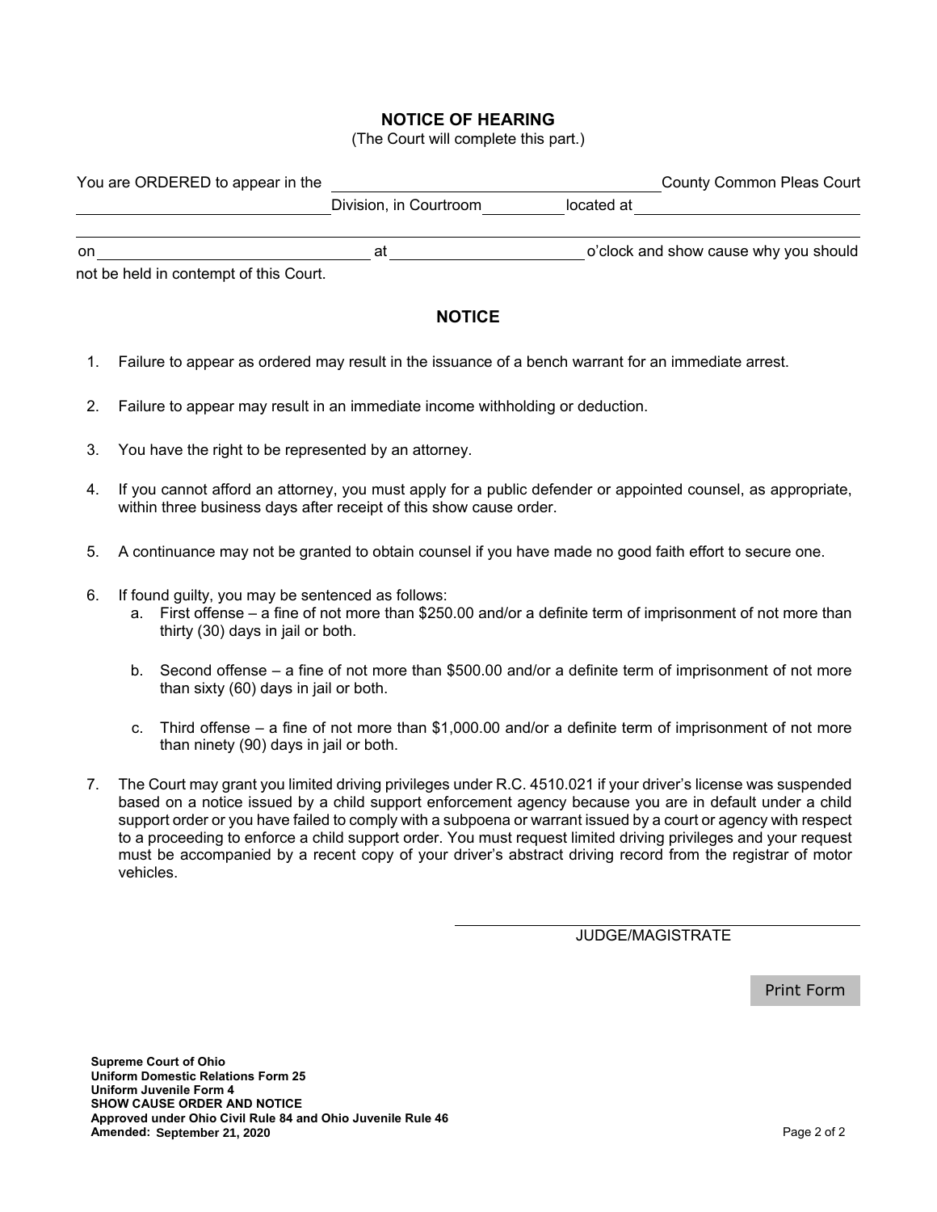## NOTICE OF HEARING

(The Court will complete this part.)

You are ORDERED to appear in the ______________________ County Common Pleas Court ______________________ Division, in Courtroom __________ located at ______________________

______________________ on ______________________ at ______________________ o'clock and show cause why you should not be held in contempt of this Court.

## NOTICE

1. Failure to appear as ordered may result in the issuance of a bench warrant for an immediate arrest.

2. Failure to appear may result in an immediate income withholding or deduction.

3. You have the right to be represented by an attorney.

4. If you cannot afford an attorney, you must apply for a public defender or appointed counsel, as appropriate, within three business days after receipt of this show cause order.

5. A continuance may not be granted to obtain counsel if you have made no good faith effort to secure one.

6. If found guilty, you may be sentenced as follows:
   a. First offense – a fine of not more than $250.00 and/or a definite term of imprisonment of not more than thirty (30) days in jail or both.

   b. Second offense – a fine of not more than $500.00 and/or a definite term of imprisonment of not more than sixty (60) days in jail or both.

   c. Third offense – a fine of not more than $1,000.00 and/or a definite term of imprisonment of not more than ninety (90) days in jail or both.

7. The Court may grant you limited driving privileges under R.C. 4510.021 if your driver's license was suspended based on a notice issued by a child support enforcement agency because you are in default under a child support order or you have failed to comply with a subpoena or warrant issued by a court or agency with respect to a proceeding to enforce a child support order. You must request limited driving privileges and your request must be accompanied by a recent copy of your driver's abstract driving record from the registrar of motor vehicles.

______________________
JUDGE/MAGISTRATE

Print Form

**Supreme Court of Ohio**
**Uniform Domestic Relations Form 25**
**Uniform Juvenile Form 4**
**SHOW CAUSE ORDER AND NOTICE**
**Approved under Ohio Civil Rule 84 and Ohio Juvenile Rule 46**
**Amended: September 21, 2020**